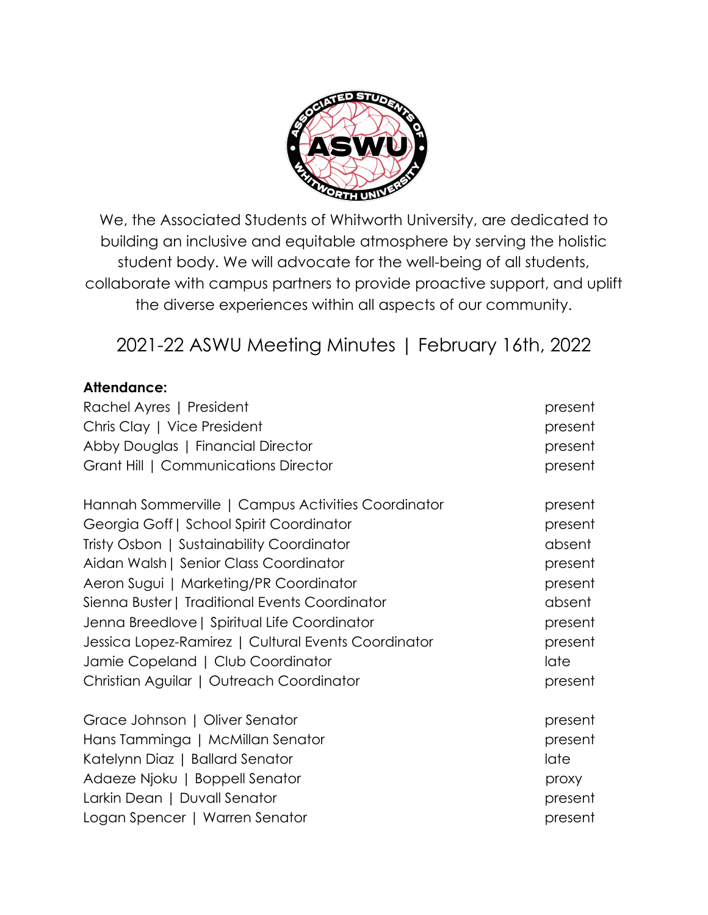We, the Associated Students of Whitworth University, are dedicated to building an inclusive and equitable atmosphere by serving the holistic student body. We will advocate for the well-being of all students, collaborate with campus partners to provide proactive support, and uplift the diverse experiences within all aspects of our community.

# 2021-22 ASWU Meeting Minutes | February 16th, 2022

**Attendance:**

| | |
|---|---|
| Rachel Ayres \| President | present |
| Chris Clay \| Vice President | present |
| Abby Douglas \| Financial Director | present |
| Grant Hill \| Communications Director | present |
| | |
| Hannah Sommerville \| Campus Activities Coordinator | present |
| Georgia Goff \| School Spirit Coordinator | present |
| Tristy Osbon \| Sustainability Coordinator | absent |
| Aidan Walsh \| Senior Class Coordinator | present |
| Aeron Sugui \| Marketing/PR Coordinator | present |
| Sienna Buster \| Traditional Events Coordinator | absent |
| Jenna Breedlove \| Spiritual Life Coordinator | present |
| Jessica Lopez-Ramirez \| Cultural Events Coordinator | present |
| Jamie Copeland \| Club Coordinator | late |
| Christian Aguilar \| Outreach Coordinator | present |
| | |
| Grace Johnson \| Oliver Senator | present |
| Hans Tamminga \| McMillan Senator | present |
| Katelynn Diaz \| Ballard Senator | late |
| Adaeze Njoku \| Boppell Senator | proxy |
| Larkin Dean \| Duvall Senator | present |
| Logan Spencer \| Warren Senator | present |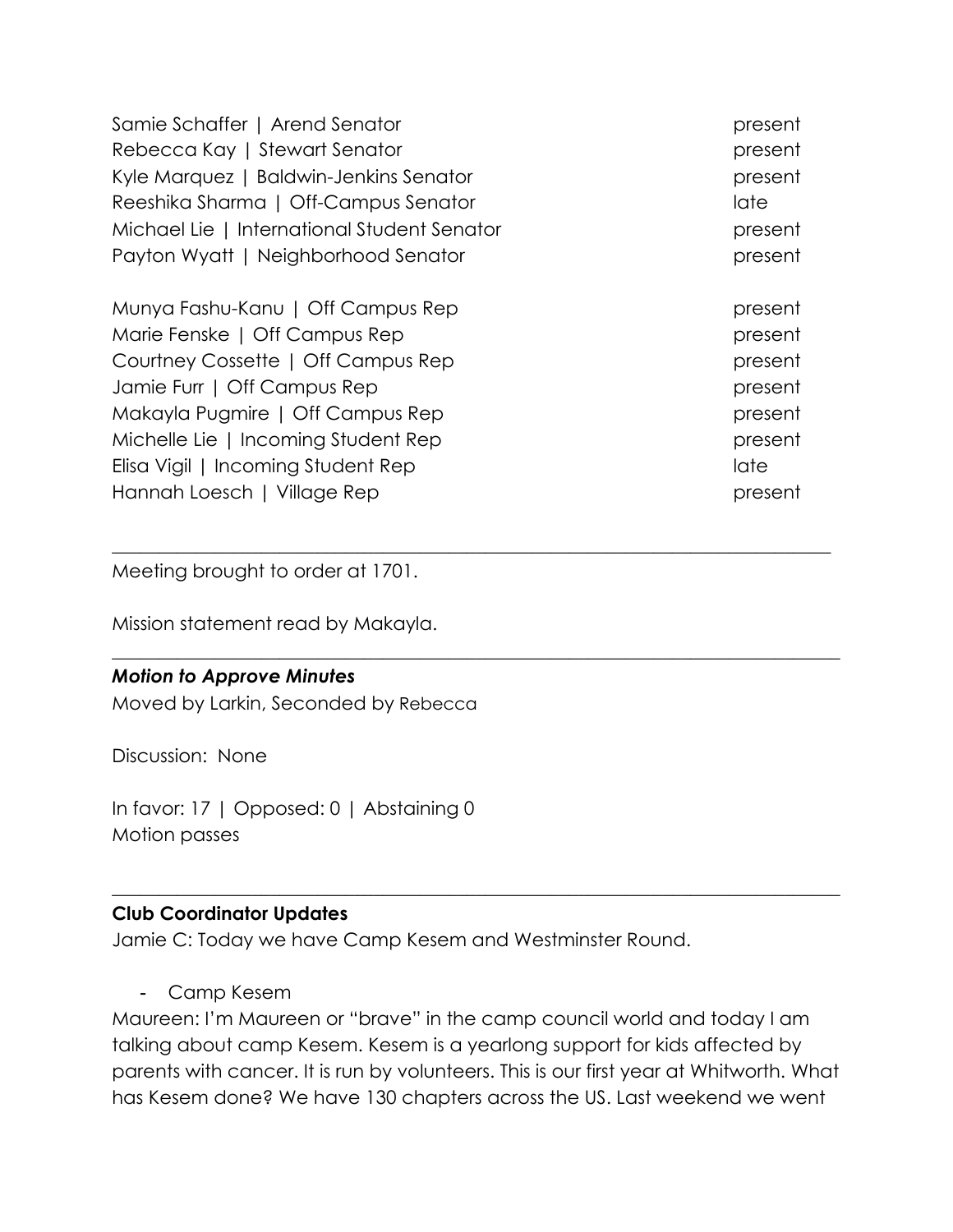| | |
|---|---|
| Samie Schaffer \| Arend Senator | present |
| Rebecca Kay \| Stewart Senator | present |
| Kyle Marquez \| Baldwin-Jenkins Senator | present |
| Reeshika Sharma \| Off-Campus Senator | late |
| Michael Lie \| International Student Senator | present |
| Payton Wyatt \| Neighborhood Senator | present |
| | |
| Munya Fashu-Kanu \| Off Campus Rep | present |
| Marie Fenske \| Off Campus Rep | present |
| Courtney Cossette \| Off Campus Rep | present |
| Jamie Furr \| Off Campus Rep | present |
| Makayla Pugmire \| Off Campus Rep | present |
| Michelle Lie \| Incoming Student Rep | present |
| Elisa Vigil \| Incoming Student Rep | late |
| Hannah Loesch \| Village Rep | present |

---

Meeting brought to order at 1701.

Mission statement read by Makayla.

---

***Motion to Approve Minutes***

Moved by Larkin, Seconded by Rebecca

Discussion: None

In favor: 17 | Opposed: 0 | Abstaining 0

Motion passes

---

**Club Coordinator Updates**

Jamie C: Today we have Camp Kesem and Westminster Round.

- Camp Kesem

Maureen: I'm Maureen or "brave" in the camp council world and today I am talking about camp Kesem. Kesem is a yearlong support for kids affected by parents with cancer. It is run by volunteers. This is our first year at Whitworth. What has Kesem done? We have 130 chapters across the US. Last weekend we went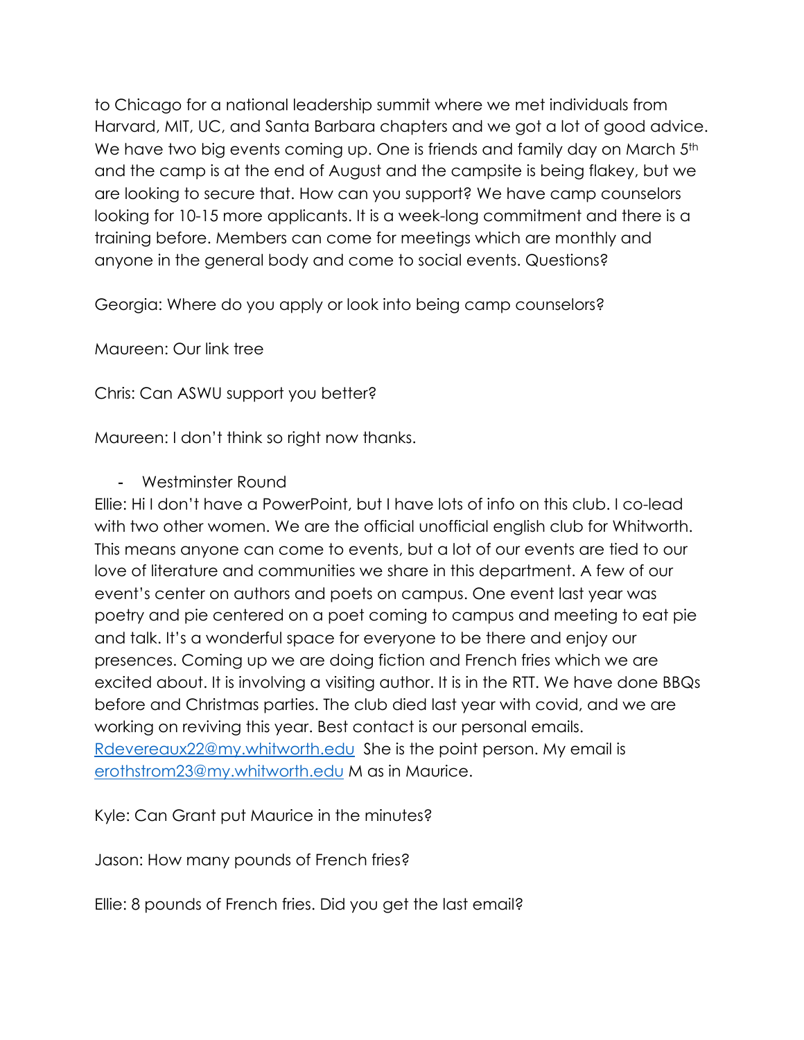to Chicago for a national leadership summit where we met individuals from Harvard, MIT, UC, and Santa Barbara chapters and we got a lot of good advice. We have two big events coming up. One is friends and family day on March 5th and the camp is at the end of August and the campsite is being flakey, but we are looking to secure that. How can you support? We have camp counselors looking for 10-15 more applicants. It is a week-long commitment and there is a training before. Members can come for meetings which are monthly and anyone in the general body and come to social events. Questions?

Georgia: Where do you apply or look into being camp counselors?

Maureen: Our link tree

Chris: Can ASWU support you better?

Maureen: I don't think so right now thanks.

- Westminster Round

Ellie: Hi I don't have a PowerPoint, but I have lots of info on this club. I co-lead with two other women. We are the official unofficial english club for Whitworth. This means anyone can come to events, but a lot of our events are tied to our love of literature and communities we share in this department. A few of our event's center on authors and poets on campus. One event last year was poetry and pie centered on a poet coming to campus and meeting to eat pie and talk. It's a wonderful space for everyone to be there and enjoy our presences. Coming up we are doing fiction and French fries which we are excited about. It is involving a visiting author. It is in the RTT. We have done BBQs before and Christmas parties. The club died last year with covid, and we are working on reviving this year. Best contact is our personal emails. [Rdevereaux22@my.whitworth.edu](mailto:Rdevereaux22@my.whitworth.edu) She is the point person. My email is [erothstrom23@my.whitworth.edu](mailto:erothstrom23@my.whitworth.edu) M as in Maurice.

Kyle: Can Grant put Maurice in the minutes?

Jason: How many pounds of French fries?

Ellie: 8 pounds of French fries. Did you get the last email?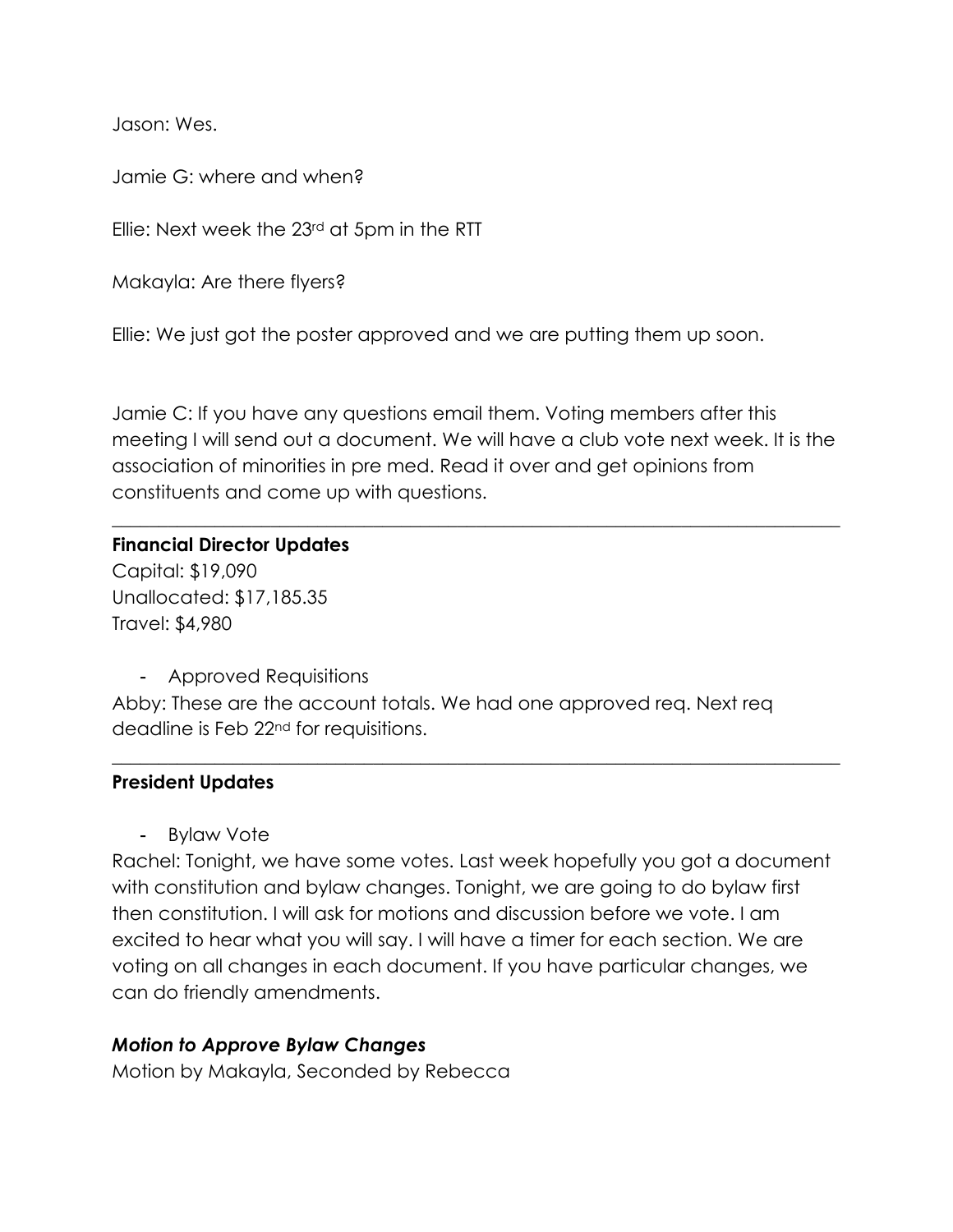Jason: Wes.

Jamie G: where and when?

Ellie: Next week the 23rd at 5pm in the RTT

Makayla: Are there flyers?

Ellie: We just got the poster approved and we are putting them up soon.

Jamie C: If you have any questions email them. Voting members after this meeting I will send out a document. We will have a club vote next week. It is the association of minorities in pre med. Read it over and get opinions from constituents and come up with questions.

---

**Financial Director Updates**
Capital: $19,090
Unallocated: $17,185.35
Travel: $4,980

- Approved Requisitions

Abby: These are the account totals. We had one approved req. Next req deadline is Feb 22nd for requisitions.

---

**President Updates**

- Bylaw Vote

Rachel: Tonight, we have some votes. Last week hopefully you got a document with constitution and bylaw changes. Tonight, we are going to do bylaw first then constitution. I will ask for motions and discussion before we vote. I am excited to hear what you will say. I will have a timer for each section. We are voting on all changes in each document. If you have particular changes, we can do friendly amendments.

***Motion to Approve Bylaw Changes***
Motion by Makayla, Seconded by Rebecca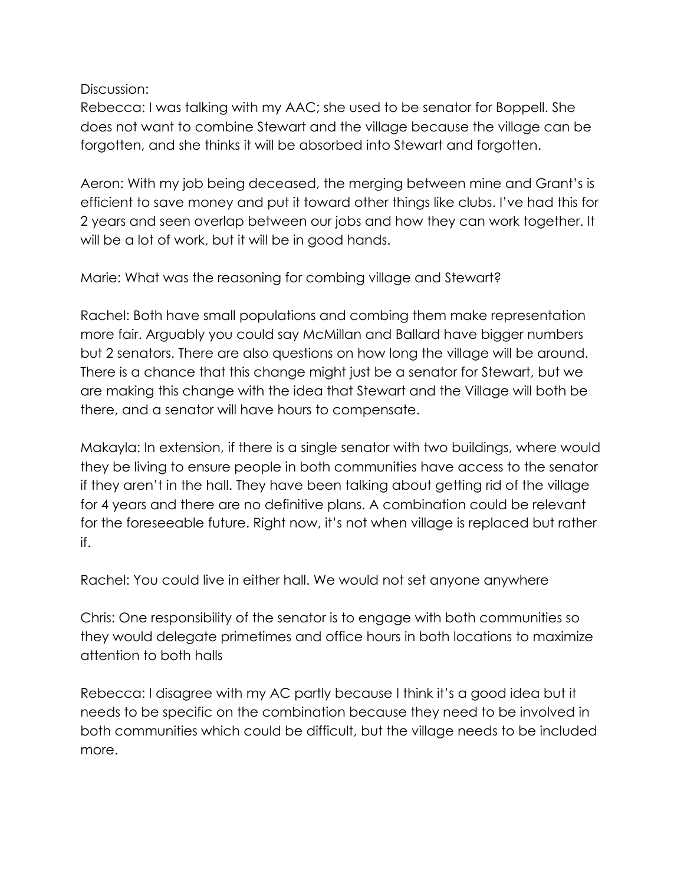Discussion:

Rebecca: I was talking with my AAC; she used to be senator for Boppell. She does not want to combine Stewart and the village because the village can be forgotten, and she thinks it will be absorbed into Stewart and forgotten.

Aeron: With my job being deceased, the merging between mine and Grant's is efficient to save money and put it toward other things like clubs. I've had this for 2 years and seen overlap between our jobs and how they can work together. It will be a lot of work, but it will be in good hands.

Marie: What was the reasoning for combing village and Stewart?

Rachel: Both have small populations and combing them make representation more fair. Arguably you could say McMillan and Ballard have bigger numbers but 2 senators. There are also questions on how long the village will be around. There is a chance that this change might just be a senator for Stewart, but we are making this change with the idea that Stewart and the Village will both be there, and a senator will have hours to compensate.

Makayla: In extension, if there is a single senator with two buildings, where would they be living to ensure people in both communities have access to the senator if they aren't in the hall. They have been talking about getting rid of the village for 4 years and there are no definitive plans. A combination could be relevant for the foreseeable future. Right now, it's not when village is replaced but rather if.

Rachel: You could live in either hall. We would not set anyone anywhere

Chris: One responsibility of the senator is to engage with both communities so they would delegate primetimes and office hours in both locations to maximize attention to both halls

Rebecca: I disagree with my AC partly because I think it's a good idea but it needs to be specific on the combination because they need to be involved in both communities which could be difficult, but the village needs to be included more.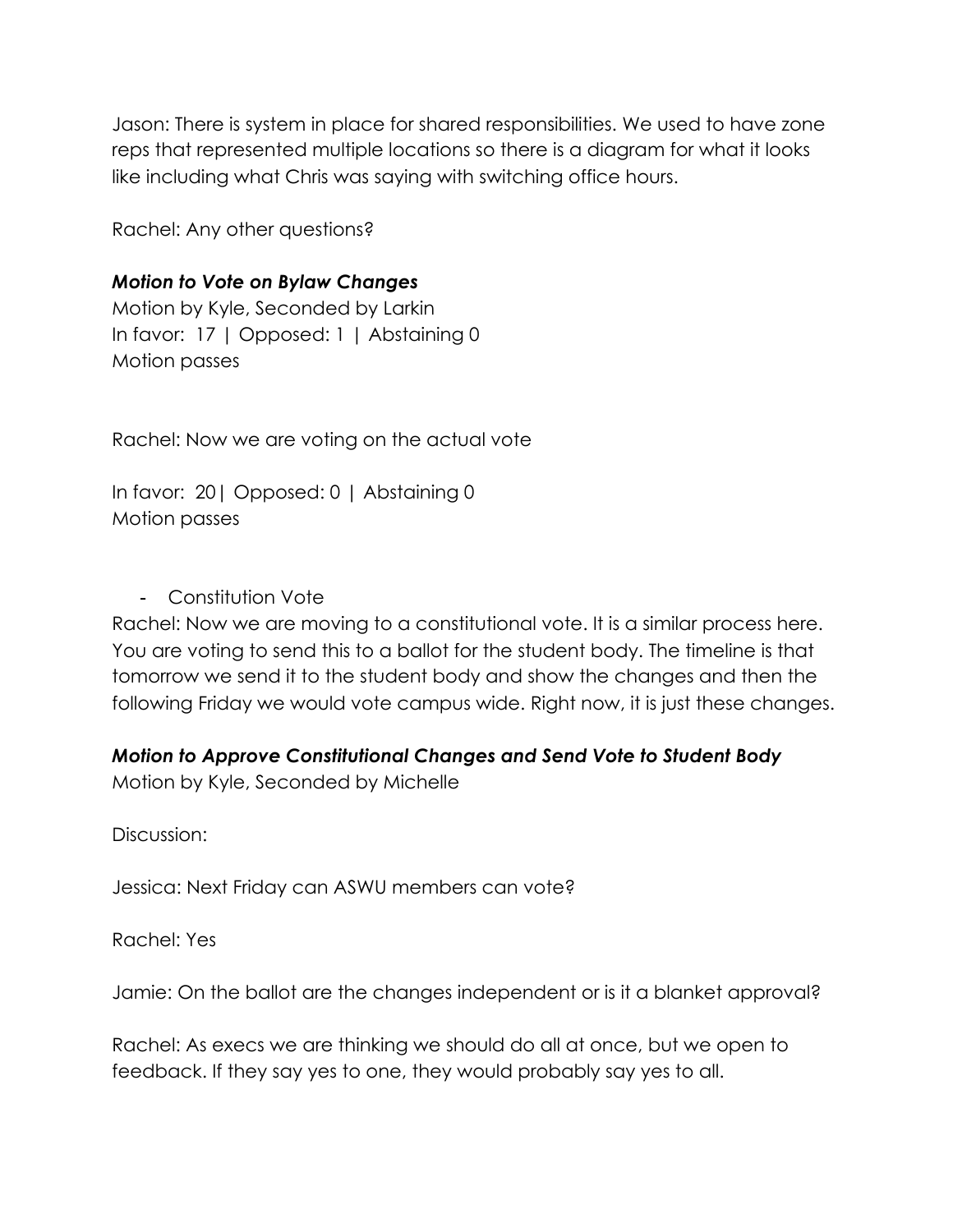Jason: There is system in place for shared responsibilities. We used to have zone reps that represented multiple locations so there is a diagram for what it looks like including what Chris was saying with switching office hours.

Rachel: Any other questions?

***Motion to Vote on Bylaw Changes***
Motion by Kyle, Seconded by Larkin
In favor: 17 | Opposed: 1 | Abstaining 0
Motion passes

Rachel: Now we are voting on the actual vote

In favor: 20| Opposed: 0 | Abstaining 0
Motion passes

- Constitution Vote

Rachel: Now we are moving to a constitutional vote. It is a similar process here. You are voting to send this to a ballot for the student body. The timeline is that tomorrow we send it to the student body and show the changes and then the following Friday we would vote campus wide. Right now, it is just these changes.

***Motion to Approve Constitutional Changes and Send Vote to Student Body***
Motion by Kyle, Seconded by Michelle

Discussion:

Jessica: Next Friday can ASWU members can vote?

Rachel: Yes

Jamie: On the ballot are the changes independent or is it a blanket approval?

Rachel: As execs we are thinking we should do all at once, but we open to feedback. If they say yes to one, they would probably say yes to all.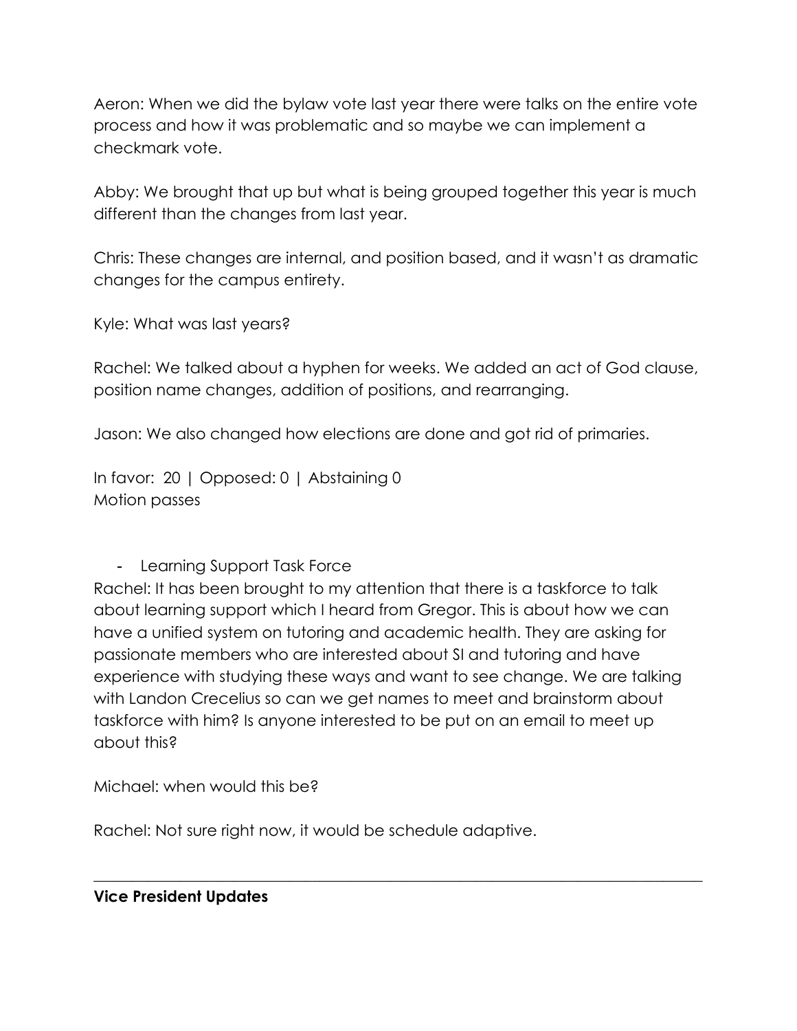Aeron: When we did the bylaw vote last year there were talks on the entire vote process and how it was problematic and so maybe we can implement a checkmark vote.

Abby: We brought that up but what is being grouped together this year is much different than the changes from last year.

Chris: These changes are internal, and position based, and it wasn't as dramatic changes for the campus entirety.

Kyle: What was last years?

Rachel: We talked about a hyphen for weeks. We added an act of God clause, position name changes, addition of positions, and rearranging.

Jason: We also changed how elections are done and got rid of primaries.

In favor: 20 | Opposed: 0 | Abstaining 0
Motion passes

- Learning Support Task Force

Rachel: It has been brought to my attention that there is a taskforce to talk about learning support which I heard from Gregor. This is about how we can have a unified system on tutoring and academic health. They are asking for passionate members who are interested about SI and tutoring and have experience with studying these ways and want to see change. We are talking with Landon Crecelius so can we get names to meet and brainstorm about taskforce with him? Is anyone interested to be put on an email to meet up about this?

Michael: when would this be?

Rachel: Not sure right now, it would be schedule adaptive.

---

**Vice President Updates**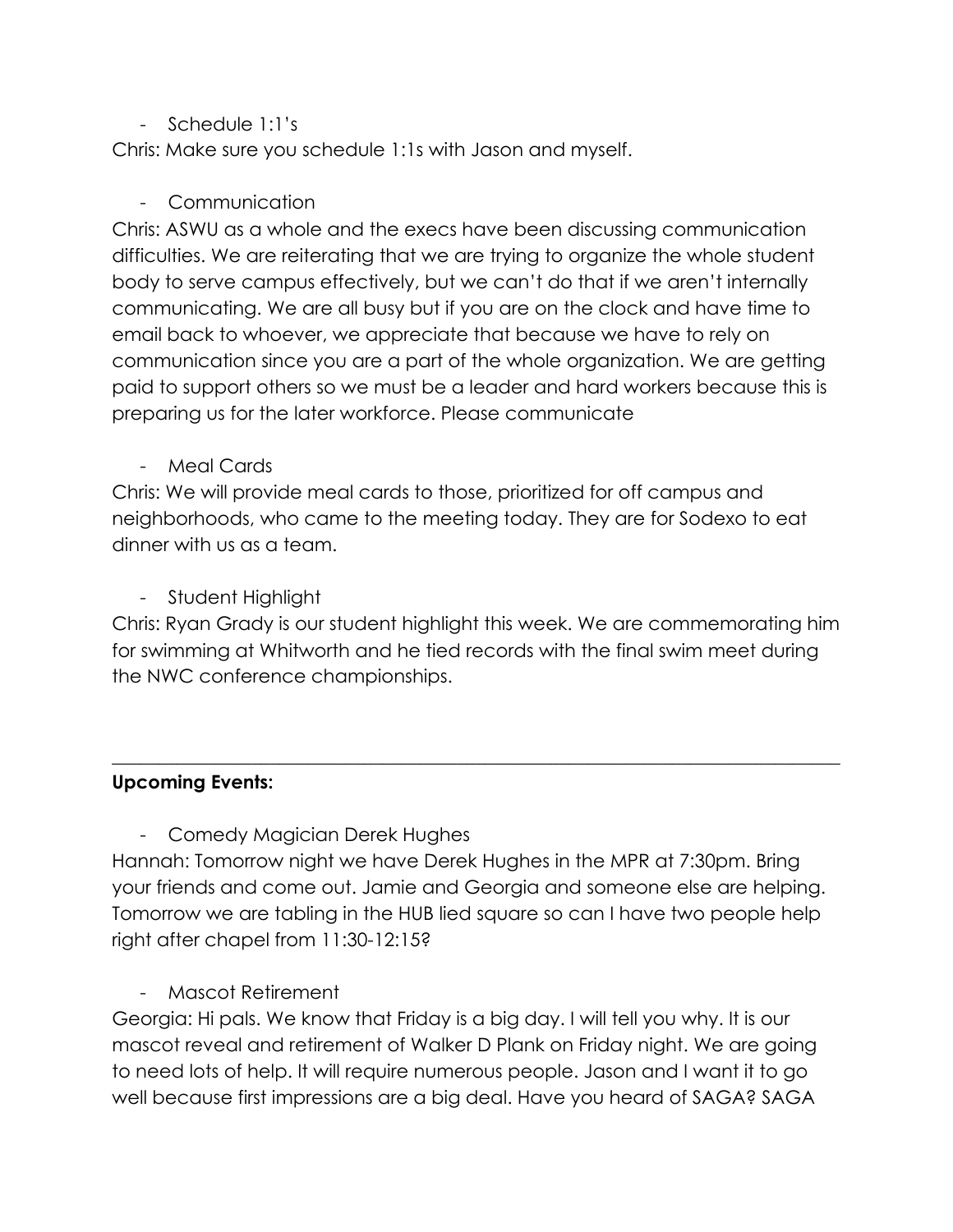- Schedule 1:1's

Chris: Make sure you schedule 1:1s with Jason and myself.

- Communication

Chris: ASWU as a whole and the execs have been discussing communication difficulties. We are reiterating that we are trying to organize the whole student body to serve campus effectively, but we can't do that if we aren't internally communicating. We are all busy but if you are on the clock and have time to email back to whoever, we appreciate that because we have to rely on communication since you are a part of the whole organization. We are getting paid to support others so we must be a leader and hard workers because this is preparing us for the later workforce. Please communicate

- Meal Cards

Chris: We will provide meal cards to those, prioritized for off campus and neighborhoods, who came to the meeting today. They are for Sodexo to eat dinner with us as a team.

- Student Highlight

Chris: Ryan Grady is our student highlight this week. We are commemorating him for swimming at Whitworth and he tied records with the final swim meet during the NWC conference championships.

---

**Upcoming Events:**

- Comedy Magician Derek Hughes

Hannah: Tomorrow night we have Derek Hughes in the MPR at 7:30pm. Bring your friends and come out. Jamie and Georgia and someone else are helping. Tomorrow we are tabling in the HUB lied square so can I have two people help right after chapel from 11:30-12:15?

- Mascot Retirement

Georgia: Hi pals. We know that Friday is a big day. I will tell you why. It is our mascot reveal and retirement of Walker D Plank on Friday night. We are going to need lots of help. It will require numerous people. Jason and I want it to go well because first impressions are a big deal. Have you heard of SAGA? SAGA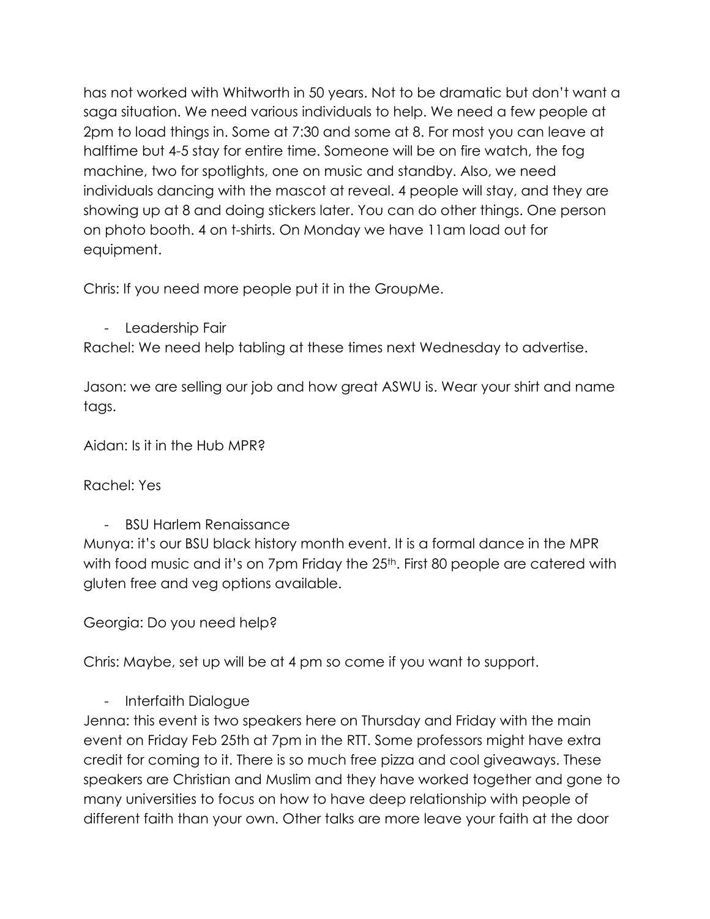has not worked with Whitworth in 50 years. Not to be dramatic but don't want a saga situation. We need various individuals to help. We need a few people at 2pm to load things in. Some at 7:30 and some at 8. For most you can leave at halftime but 4-5 stay for entire time. Someone will be on fire watch, the fog machine, two for spotlights, one on music and standby. Also, we need individuals dancing with the mascot at reveal. 4 people will stay, and they are showing up at 8 and doing stickers later. You can do other things. One person on photo booth. 4 on t-shirts. On Monday we have 11am load out for equipment.

Chris: If you need more people put it in the GroupMe.

- Leadership Fair

Rachel: We need help tabling at these times next Wednesday to advertise.

Jason: we are selling our job and how great ASWU is. Wear your shirt and name tags.

Aidan: Is it in the Hub MPR?

Rachel: Yes

- BSU Harlem Renaissance

Munya: it's our BSU black history month event. It is a formal dance in the MPR with food music and it's on 7pm Friday the 25th. First 80 people are catered with gluten free and veg options available.

Georgia: Do you need help?

Chris: Maybe, set up will be at 4 pm so come if you want to support.

- Interfaith Dialogue

Jenna: this event is two speakers here on Thursday and Friday with the main event on Friday Feb 25th at 7pm in the RTT. Some professors might have extra credit for coming to it. There is so much free pizza and cool giveaways. These speakers are Christian and Muslim and they have worked together and gone to many universities to focus on how to have deep relationship with people of different faith than your own. Other talks are more leave your faith at the door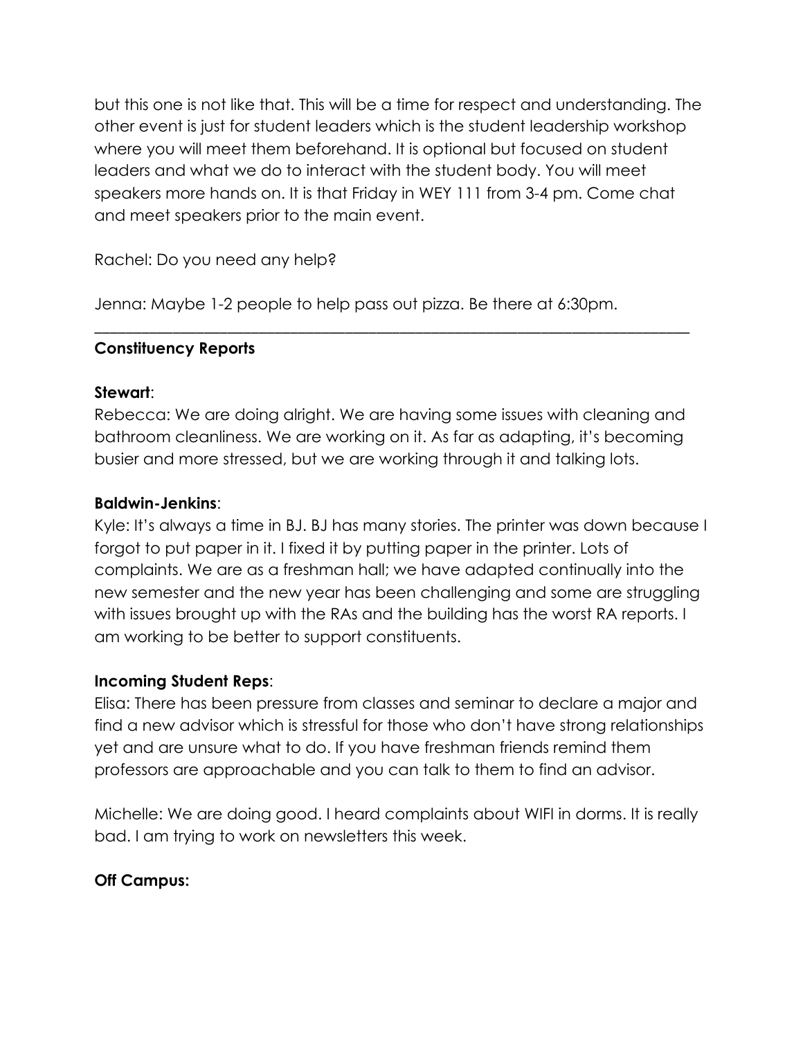but this one is not like that. This will be a time for respect and understanding. The other event is just for student leaders which is the student leadership workshop where you will meet them beforehand. It is optional but focused on student leaders and what we do to interact with the student body. You will meet speakers more hands on. It is that Friday in WEY 111 from 3-4 pm. Come chat and meet speakers prior to the main event.

Rachel: Do you need any help?

Jenna: Maybe 1-2 people to help pass out pizza. Be there at 6:30pm.

---

**Constituency Reports**

**Stewart**:
Rebecca: We are doing alright. We are having some issues with cleaning and bathroom cleanliness. We are working on it. As far as adapting, it's becoming busier and more stressed, but we are working through it and talking lots.

**Baldwin-Jenkins**:
Kyle: It's always a time in BJ. BJ has many stories. The printer was down because I forgot to put paper in it. I fixed it by putting paper in the printer. Lots of complaints. We are as a freshman hall; we have adapted continually into the new semester and the new year has been challenging and some are struggling with issues brought up with the RAs and the building has the worst RA reports. I am working to be better to support constituents.

**Incoming Student Reps**:
Elisa: There has been pressure from classes and seminar to declare a major and find a new advisor which is stressful for those who don't have strong relationships yet and are unsure what to do. If you have freshman friends remind them professors are approachable and you can talk to them to find an advisor.

Michelle: We are doing good. I heard complaints about WIFI in dorms. It is really bad. I am trying to work on newsletters this week.

**Off Campus:**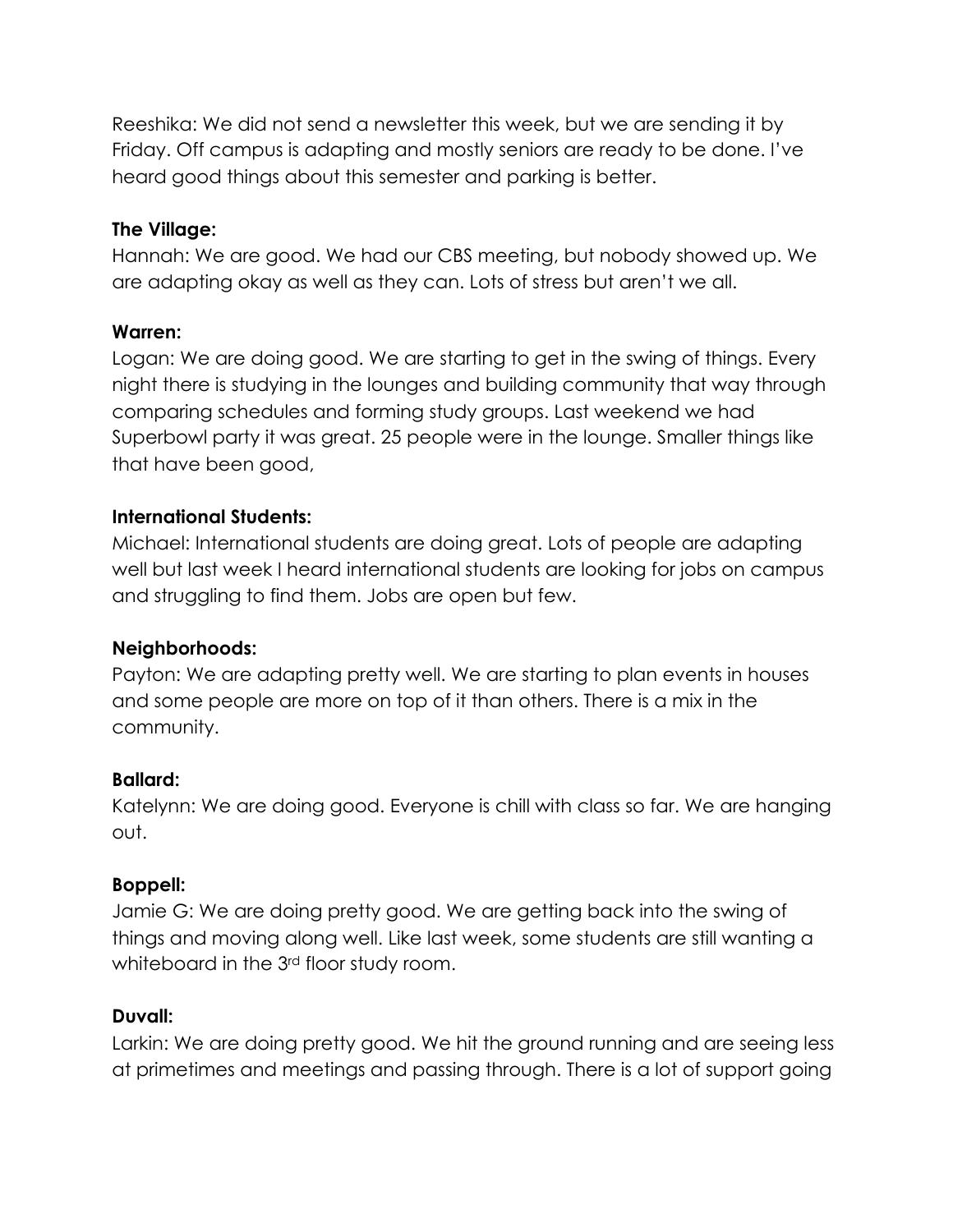Reeshika: We did not send a newsletter this week, but we are sending it by Friday. Off campus is adapting and mostly seniors are ready to be done. I've heard good things about this semester and parking is better.

**The Village:**

Hannah: We are good. We had our CBS meeting, but nobody showed up. We are adapting okay as well as they can. Lots of stress but aren't we all.

**Warren:**

Logan: We are doing good. We are starting to get in the swing of things. Every night there is studying in the lounges and building community that way through comparing schedules and forming study groups. Last weekend we had Superbowl party it was great. 25 people were in the lounge. Smaller things like that have been good,

**International Students:**

Michael: International students are doing great. Lots of people are adapting well but last week I heard international students are looking for jobs on campus and struggling to find them. Jobs are open but few.

**Neighborhoods:**

Payton: We are adapting pretty well. We are starting to plan events in houses and some people are more on top of it than others. There is a mix in the community.

**Ballard:**

Katelynn: We are doing good. Everyone is chill with class so far. We are hanging out.

**Boppell:**

Jamie G: We are doing pretty good. We are getting back into the swing of things and moving along well. Like last week, some students are still wanting a whiteboard in the 3rd floor study room.

**Duvall:**

Larkin: We are doing pretty good. We hit the ground running and are seeing less at primetimes and meetings and passing through. There is a lot of support going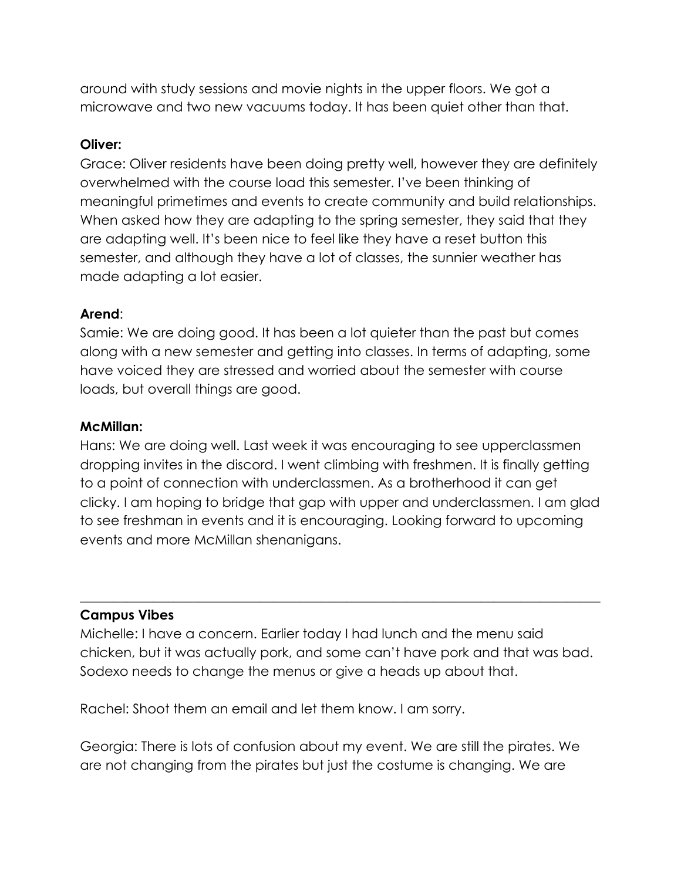around with study sessions and movie nights in the upper floors. We got a microwave and two new vacuums today. It has been quiet other than that.

**Oliver:**

Grace: Oliver residents have been doing pretty well, however they are definitely overwhelmed with the course load this semester. I've been thinking of meaningful primetimes and events to create community and build relationships. When asked how they are adapting to the spring semester, they said that they are adapting well. It's been nice to feel like they have a reset button this semester, and although they have a lot of classes, the sunnier weather has made adapting a lot easier.

**Arend**:

Samie: We are doing good. It has been a lot quieter than the past but comes along with a new semester and getting into classes. In terms of adapting, some have voiced they are stressed and worried about the semester with course loads, but overall things are good.

**McMillan:**

Hans: We are doing well. Last week it was encouraging to see upperclassmen dropping invites in the discord. I went climbing with freshmen. It is finally getting to a point of connection with underclassmen. As a brotherhood it can get clicky. I am hoping to bridge that gap with upper and underclassmen. I am glad to see freshman in events and it is encouraging. Looking forward to upcoming events and more McMillan shenanigans.

---

**Campus Vibes**

Michelle: I have a concern. Earlier today I had lunch and the menu said chicken, but it was actually pork, and some can't have pork and that was bad. Sodexo needs to change the menus or give a heads up about that.

Rachel: Shoot them an email and let them know. I am sorry.

Georgia: There is lots of confusion about my event. We are still the pirates. We are not changing from the pirates but just the costume is changing. We are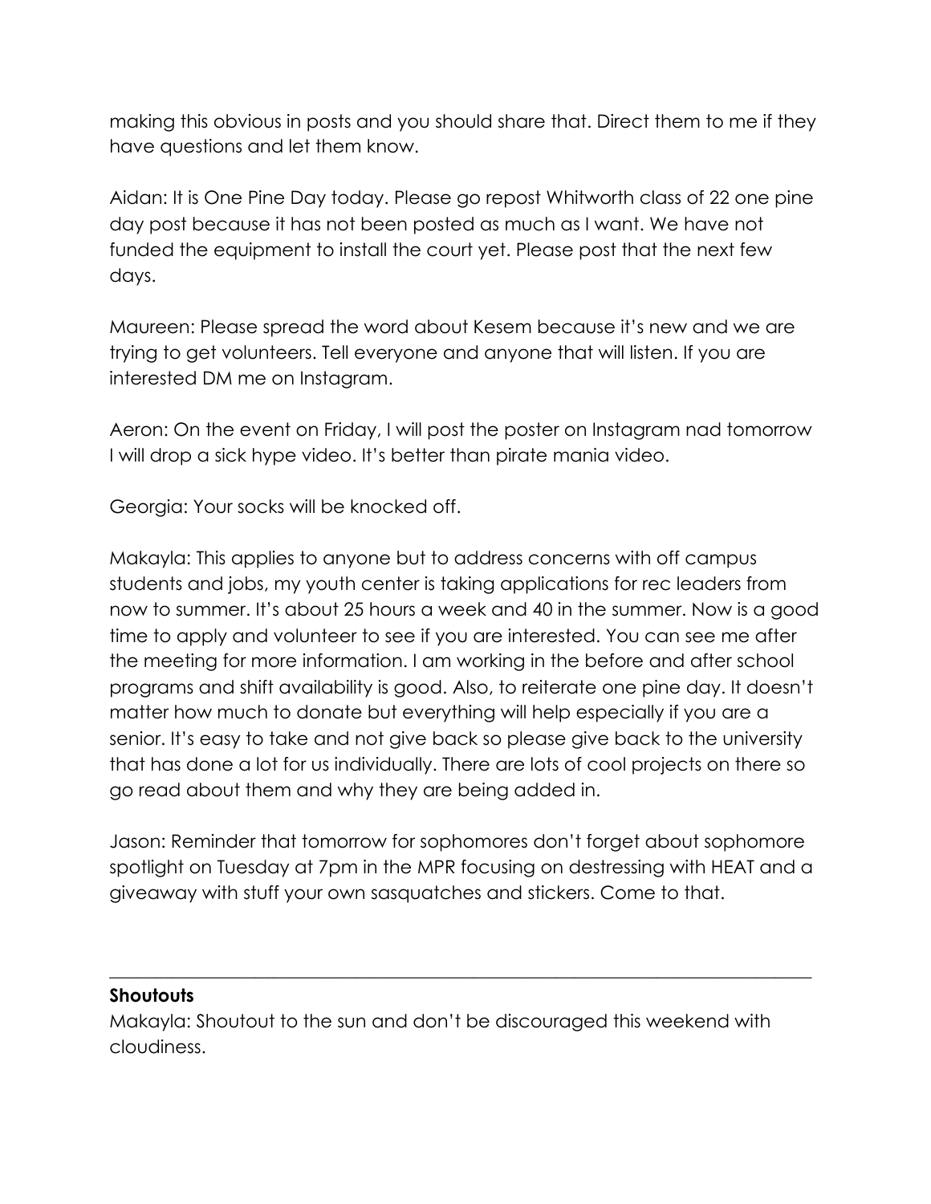making this obvious in posts and you should share that. Direct them to me if they have questions and let them know.

Aidan: It is One Pine Day today. Please go repost Whitworth class of 22 one pine day post because it has not been posted as much as I want. We have not funded the equipment to install the court yet. Please post that the next few days.

Maureen: Please spread the word about Kesem because it's new and we are trying to get volunteers. Tell everyone and anyone that will listen. If you are interested DM me on Instagram.

Aeron: On the event on Friday, I will post the poster on Instagram nad tomorrow I will drop a sick hype video. It's better than pirate mania video.

Georgia: Your socks will be knocked off.

Makayla: This applies to anyone but to address concerns with off campus students and jobs, my youth center is taking applications for rec leaders from now to summer. It's about 25 hours a week and 40 in the summer. Now is a good time to apply and volunteer to see if you are interested. You can see me after the meeting for more information. I am working in the before and after school programs and shift availability is good. Also, to reiterate one pine day. It doesn't matter how much to donate but everything will help especially if you are a senior. It's easy to take and not give back so please give back to the university that has done a lot for us individually. There are lots of cool projects on there so go read about them and why they are being added in.

Jason: Reminder that tomorrow for sophomores don't forget about sophomore spotlight on Tuesday at 7pm in the MPR focusing on destressing with HEAT and a giveaway with stuff your own sasquatches and stickers. Come to that.

---

**Shoutouts**

Makayla: Shoutout to the sun and don't be discouraged this weekend with cloudiness.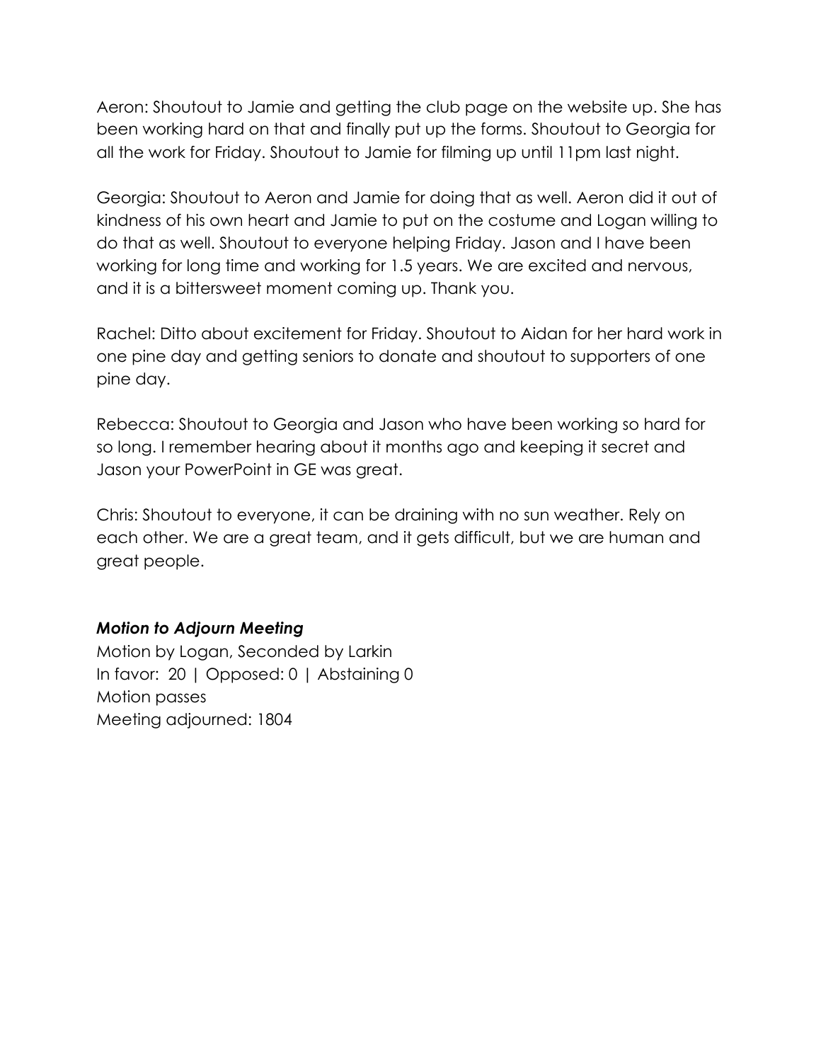Aeron: Shoutout to Jamie and getting the club page on the website up. She has been working hard on that and finally put up the forms. Shoutout to Georgia for all the work for Friday. Shoutout to Jamie for filming up until 11pm last night.

Georgia: Shoutout to Aeron and Jamie for doing that as well. Aeron did it out of kindness of his own heart and Jamie to put on the costume and Logan willing to do that as well. Shoutout to everyone helping Friday. Jason and I have been working for long time and working for 1.5 years. We are excited and nervous, and it is a bittersweet moment coming up. Thank you.

Rachel: Ditto about excitement for Friday. Shoutout to Aidan for her hard work in one pine day and getting seniors to donate and shoutout to supporters of one pine day.

Rebecca: Shoutout to Georgia and Jason who have been working so hard for so long. I remember hearing about it months ago and keeping it secret and Jason your PowerPoint in GE was great.

Chris: Shoutout to everyone, it can be draining with no sun weather. Rely on each other. We are a great team, and it gets difficult, but we are human and great people.

***Motion to Adjourn Meeting***

Motion by Logan, Seconded by Larkin  
In favor: 20 | Opposed: 0 | Abstaining 0  
Motion passes  
Meeting adjourned: 1804